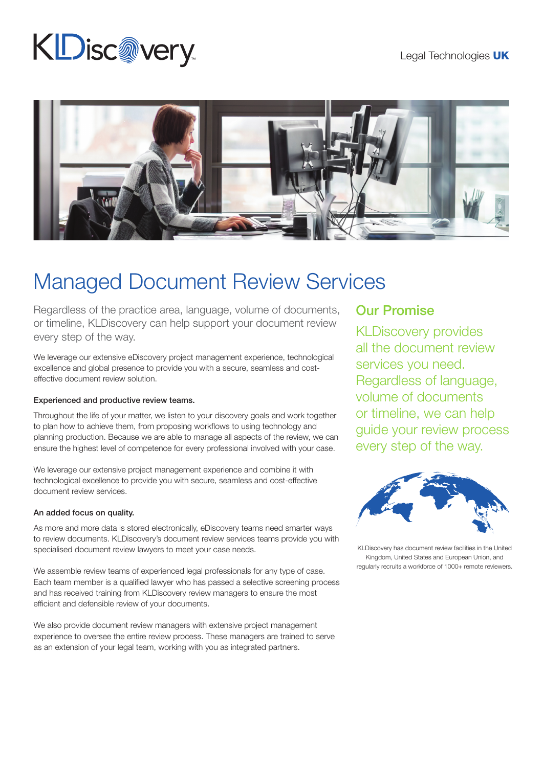KLDiscovery

Legal Technologies **UK**

# Managed Document Review Services

Regardless of the practice area, language, volume of documents, or timeline, KLDiscovery can help support your document review every step of the way.

We leverage our extensive eDiscovery project management experience, technological excellence and global presence to provide you with a secure, seamless and cost-effective document review solution.

**Experienced and productive review teams.**

Throughout the life of your matter, we listen to your discovery goals and work together to plan how to achieve them, from proposing workflows to using technology and planning production. Because we are able to manage all aspects of the review, we can ensure the highest level of competence for every professional involved with your case.

We leverage our extensive project management experience and combine it with technological excellence to provide you with secure, seamless and cost-effective document review services.

**An added focus on quality.**

As more and more data is stored electronically, eDiscovery teams need smarter ways to review documents. KLDiscovery's document review services teams provide you with specialised document review lawyers to meet your case needs.

We assemble review teams of experienced legal professionals for any type of case. Each team member is a qualified lawyer who has passed a selective screening process and has received training from KLDiscovery review managers to ensure the most efficient and defensible review of your documents.

We also provide document review managers with extensive project management experience to oversee the entire review process. These managers are trained to serve as an extension of your legal team, working with you as integrated partners.

## Our Promise

KLDiscovery provides all the document review services you need. Regardless of language, volume of documents or timeline, we can help guide your review process every step of the way.

KLDiscovery has document review facilities in the United Kingdom, United States and European Union, and regularly recruits a workforce of 1000+ remote reviewers.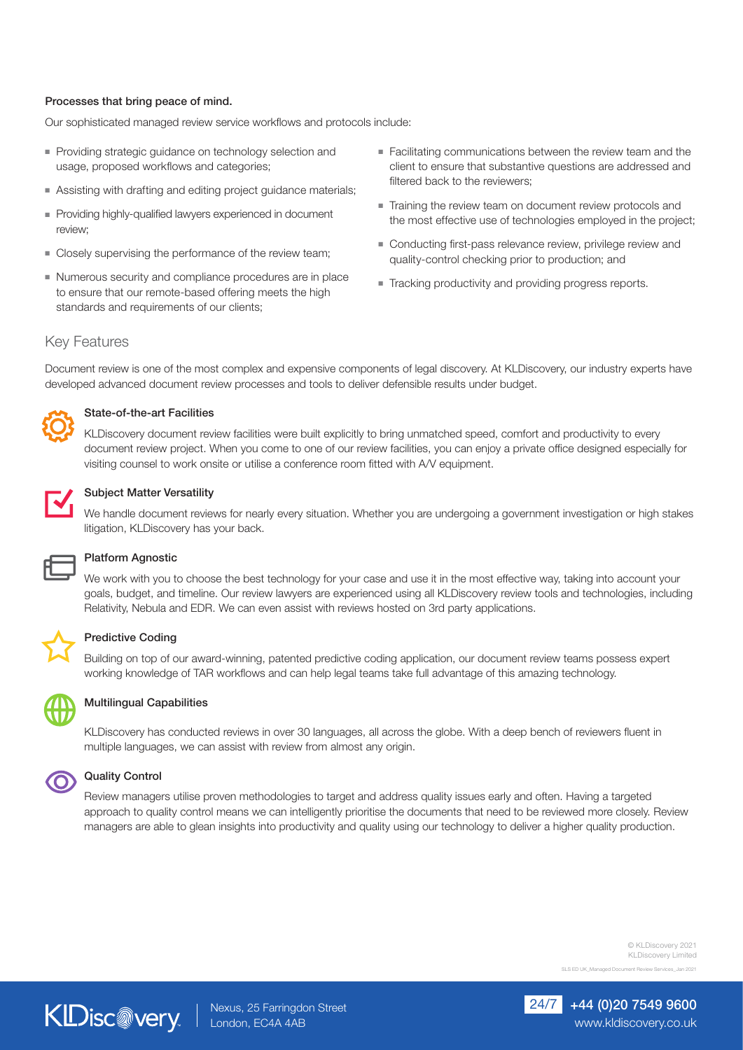**Processes that bring peace of mind.**

Our sophisticated managed review service workflows and protocols include:

- Providing strategic guidance on technology selection and usage, proposed workflows and categories;
- Assisting with drafting and editing project guidance materials;
- Providing highly-qualified lawyers experienced in document review;
- Closely supervising the performance of the review team;
- Numerous security and compliance procedures are in place to ensure that our remote-based offering meets the high standards and requirements of our clients;
- Facilitating communications between the review team and the client to ensure that substantive questions are addressed and filtered back to the reviewers;
- Training the review team on document review protocols and the most effective use of technologies employed in the project;
- Conducting first-pass relevance review, privilege review and quality-control checking prior to production; and
- Tracking productivity and providing progress reports.

## Key Features

Document review is one of the most complex and expensive components of legal discovery. At KLDiscovery, our industry experts have developed advanced document review processes and tools to deliver defensible results under budget.

### State-of-the-art Facilities

KLDiscovery document review facilities were built explicitly to bring unmatched speed, comfort and productivity to every document review project. When you come to one of our review facilities, you can enjoy a private office designed especially for visiting counsel to work onsite or utilise a conference room fitted with A/V equipment.

### Subject Matter Versatility

We handle document reviews for nearly every situation. Whether you are undergoing a government investigation or high stakes litigation, KLDiscovery has your back.

### Platform Agnostic

We work with you to choose the best technology for your case and use it in the most effective way, taking into account your goals, budget, and timeline. Our review lawyers are experienced using all KLDiscovery review tools and technologies, including Relativity, Nebula and EDR. We can even assist with reviews hosted on 3rd party applications.

### Predictive Coding

Building on top of our award-winning, patented predictive coding application, our document review teams possess expert working knowledge of TAR workflows and can help legal teams take full advantage of this amazing technology.

### Multilingual Capabilities

KLDiscovery has conducted reviews in over 30 languages, all across the globe. With a deep bench of reviewers fluent in multiple languages, we can assist with review from almost any origin.

### Quality Control

Review managers utilise proven methodologies to target and address quality issues early and often. Having a targeted approach to quality control means we can intelligently prioritise the documents that need to be reviewed more closely. Review managers are able to glean insights into productivity and quality using our technology to deliver a higher quality production.

© KLDiscovery 2021
KLDiscovery Limited

SLS ED UK_Managed Document Review Services_Jan 2021

KLDiscovery | Nexus, 25 Farringdon Street
London, EC4A 4AB

24/7 +44 (0)20 7549 9600
www.kldiscovery.co.uk